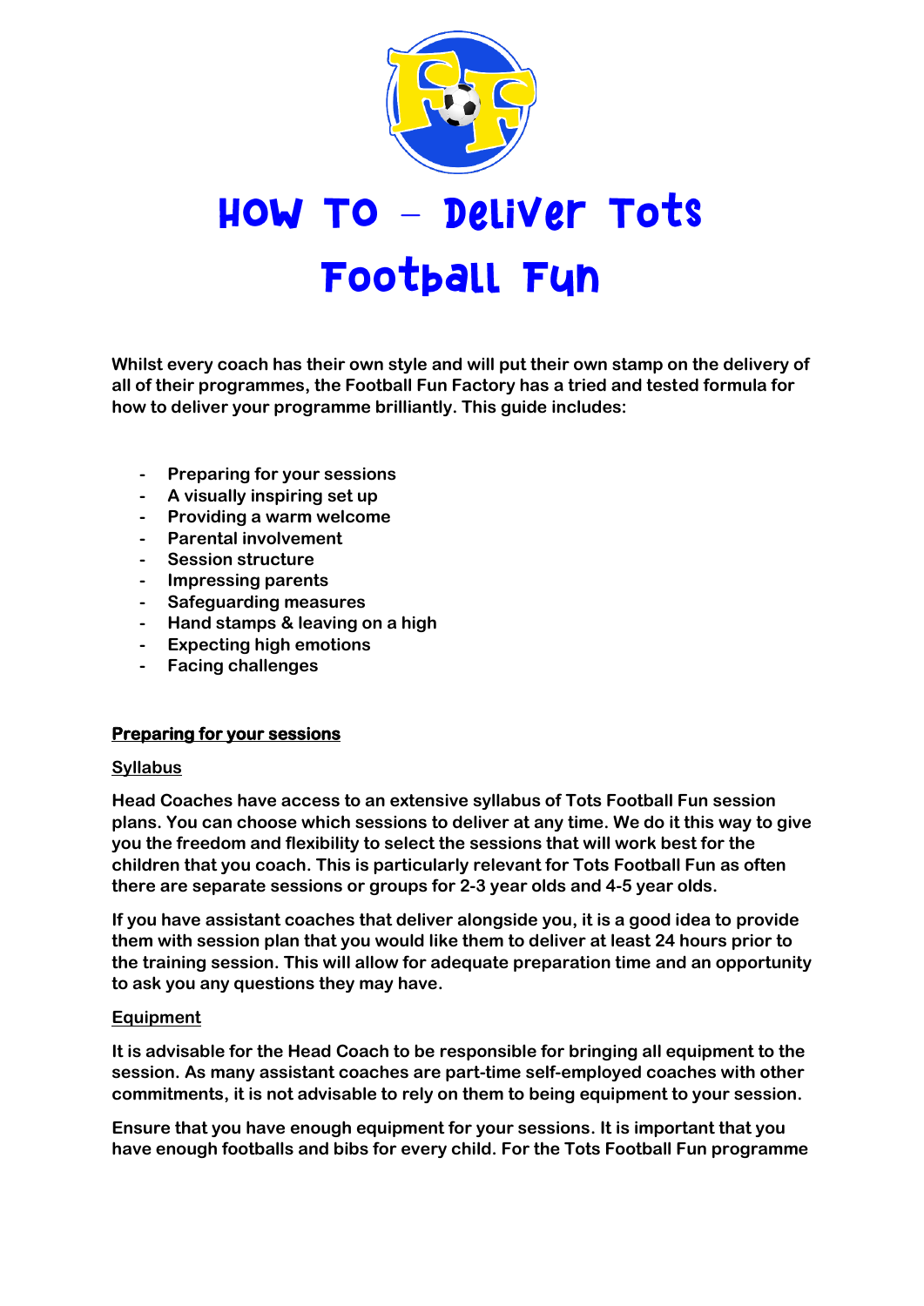# How To – Deliver Tots Football Fun

**Whilst every coach has their own style and will put their own stamp on the delivery of all of their programmes, the Football Fun Factory has a tried and tested formula for how to deliver your programme brilliantly. This guide includes:**

- **Preparing for your sessions**
- **A visually inspiring set up**
- **Providing a warm welcome**
- **Parental involvement**
- **Session structure**
- **Impressing parents**
- **Safeguarding measures**
- **Hand stamps & leaving on a high**
- **Expecting high emotions**
- **Facing challenges**

## Preparing for your sessions

### Syllabus

**Head Coaches have access to an extensive syllabus of Tots Football Fun session plans. You can choose which sessions to deliver at any time. We do it this way to give you the freedom and flexibility to select the sessions that will work best for the children that you coach. This is particularly relevant for Tots Football Fun as often there are separate sessions or groups for 2-3 year olds and 4-5 year olds.**

**If you have assistant coaches that deliver alongside you, it is a good idea to provide them with session plan that you would like them to deliver at least 24 hours prior to the training session. This will allow for adequate preparation time and an opportunity to ask you any questions they may have.**

### Equipment

**It is advisable for the Head Coach to be responsible for bringing all equipment to the session. As many assistant coaches are part-time self-employed coaches with other commitments, it is not advisable to rely on them to being equipment to your session.**

**Ensure that you have enough equipment for your sessions. It is important that you have enough footballs and bibs for every child. For the Tots Football Fun programme**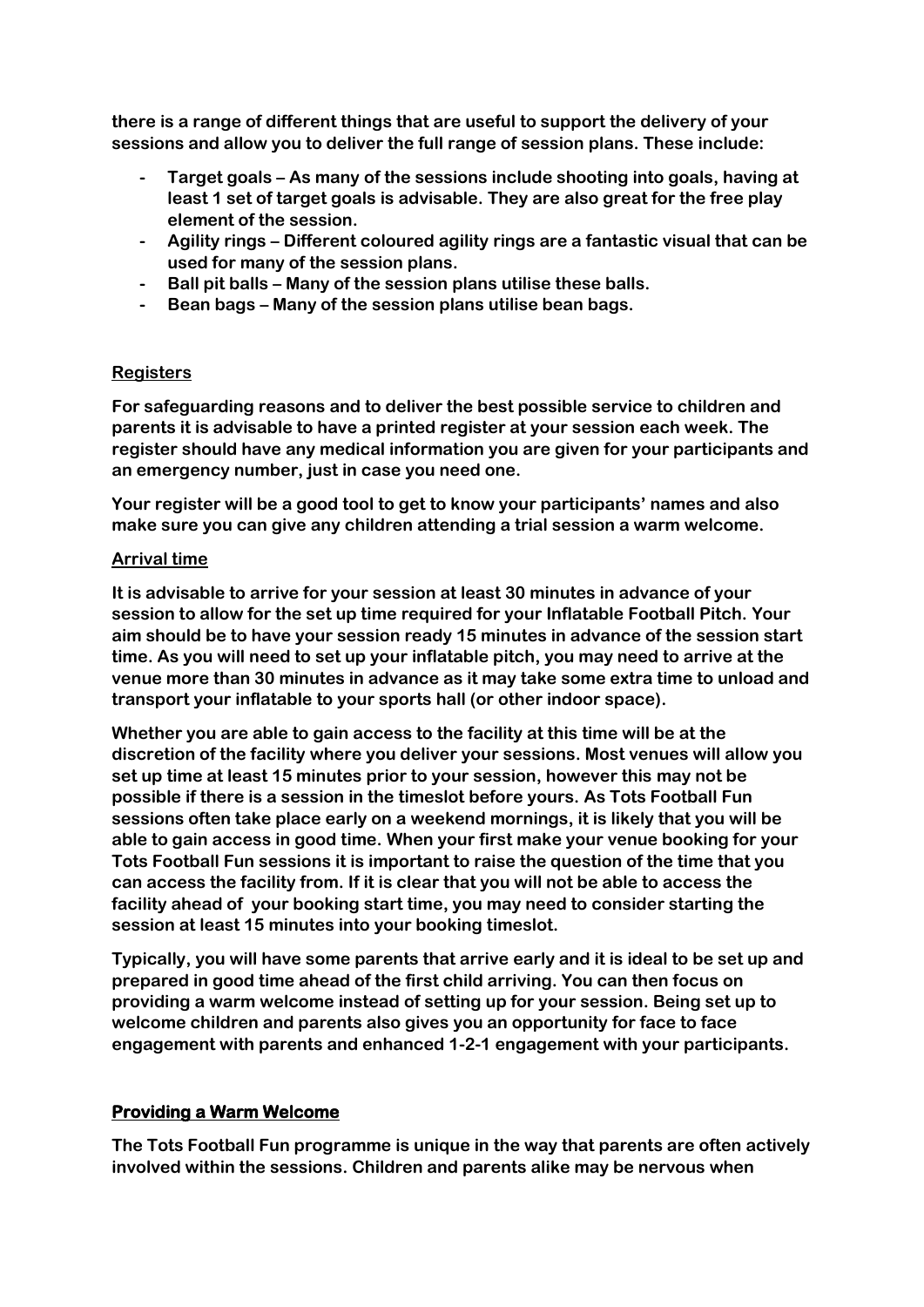there is a range of different things that are useful to support the delivery of your sessions and allow you to deliver the full range of session plans. These include:

- Target goals – As many of the sessions include shooting into goals, having at least 1 set of target goals is advisable. They are also great for the free play element of the session.
- Agility rings – Different coloured agility rings are a fantastic visual that can be used for many of the session plans.
- Ball pit balls – Many of the session plans utilise these balls.
- Bean bags – Many of the session plans utilise bean bags.

## Registers

For safeguarding reasons and to deliver the best possible service to children and parents it is advisable to have a printed register at your session each week. The register should have any medical information you are given for your participants and an emergency number, just in case you need one.

Your register will be a good tool to get to know your participants' names and also make sure you can give any children attending a trial session a warm welcome.

## Arrival time

It is advisable to arrive for your session at least 30 minutes in advance of your session to allow for the set up time required for your Inflatable Football Pitch. Your aim should be to have your session ready 15 minutes in advance of the session start time. As you will need to set up your inflatable pitch, you may need to arrive at the venue more than 30 minutes in advance as it may take some extra time to unload and transport your inflatable to your sports hall (or other indoor space).

Whether you are able to gain access to the facility at this time will be at the discretion of the facility where you deliver your sessions. Most venues will allow you set up time at least 15 minutes prior to your session, however this may not be possible if there is a session in the timeslot before yours. As Tots Football Fun sessions often take place early on a weekend mornings, it is likely that you will be able to gain access in good time. When your first make your venue booking for your Tots Football Fun sessions it is important to raise the question of the time that you can access the facility from. If it is clear that you will not be able to access the facility ahead of your booking start time, you may need to consider starting the session at least 15 minutes into your booking timeslot.

Typically, you will have some parents that arrive early and it is ideal to be set up and prepared in good time ahead of the first child arriving. You can then focus on providing a warm welcome instead of setting up for your session. Being set up to welcome children and parents also gives you an opportunity for face to face engagement with parents and enhanced 1-2-1 engagement with your participants.

## Providing a Warm Welcome

The Tots Football Fun programme is unique in the way that parents are often actively involved within the sessions. Children and parents alike may be nervous when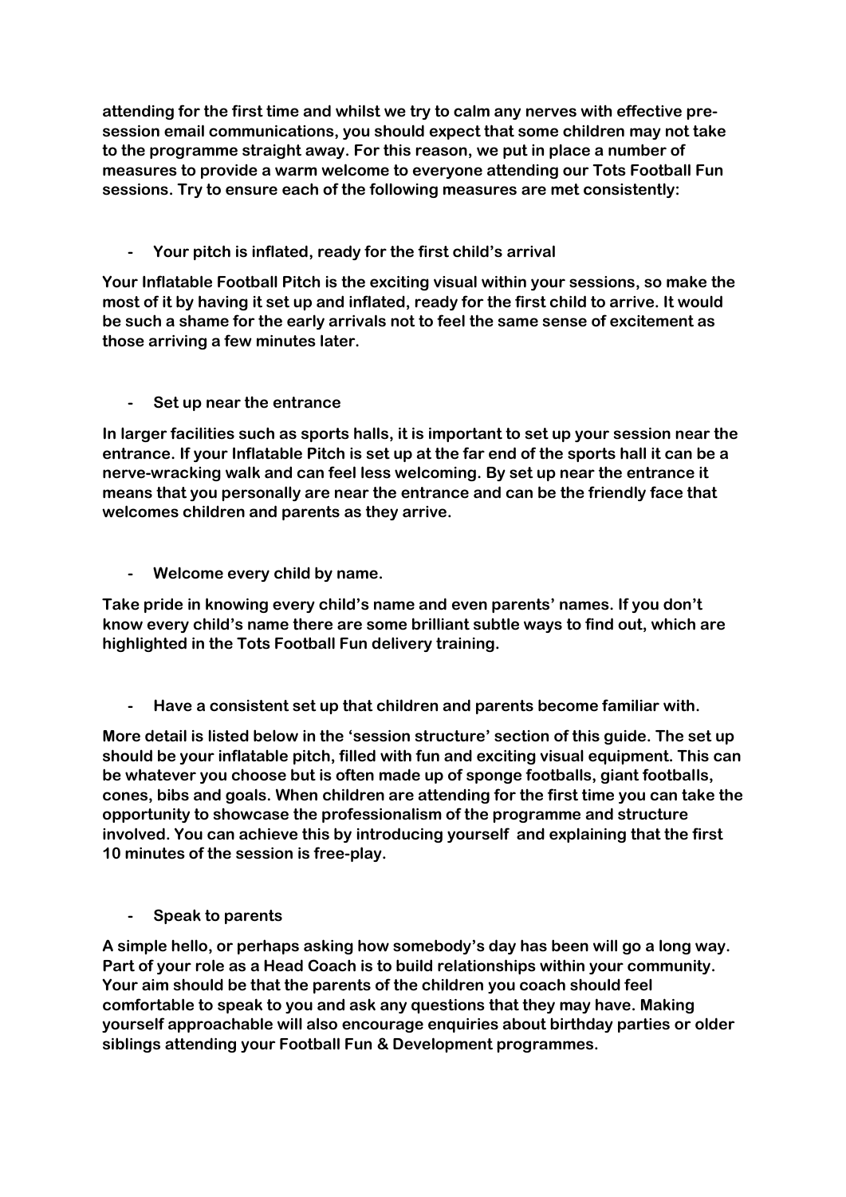**attending for the first time and whilst we try to calm any nerves with effective pre-session email communications, you should expect that some children may not take to the programme straight away. For this reason, we put in place a number of measures to provide a warm welcome to everyone attending our Tots Football Fun sessions. Try to ensure each of the following measures are met consistently:**

- **Your pitch is inflated, ready for the first child's arrival**

**Your Inflatable Football Pitch is the exciting visual within your sessions, so make the most of it by having it set up and inflated, ready for the first child to arrive. It would be such a shame for the early arrivals not to feel the same sense of excitement as those arriving a few minutes later.**

- **Set up near the entrance**

**In larger facilities such as sports halls, it is important to set up your session near the entrance. If your Inflatable Pitch is set up at the far end of the sports hall it can be a nerve-wracking walk and can feel less welcoming. By set up near the entrance it means that you personally are near the entrance and can be the friendly face that welcomes children and parents as they arrive.**

- **Welcome every child by name.**

**Take pride in knowing every child's name and even parents' names. If you don't know every child's name there are some brilliant subtle ways to find out, which are highlighted in the Tots Football Fun delivery training.**

- **Have a consistent set up that children and parents become familiar with.**

**More detail is listed below in the 'session structure' section of this guide. The set up should be your inflatable pitch, filled with fun and exciting visual equipment. This can be whatever you choose but is often made up of sponge footballs, giant footballs, cones, bibs and goals. When children are attending for the first time you can take the opportunity to showcase the professionalism of the programme and structure involved. You can achieve this by introducing yourself and explaining that the first 10 minutes of the session is free-play.**

- **Speak to parents**

**A simple hello, or perhaps asking how somebody's day has been will go a long way. Part of your role as a Head Coach is to build relationships within your community. Your aim should be that the parents of the children you coach should feel comfortable to speak to you and ask any questions that they may have. Making yourself approachable will also encourage enquiries about birthday parties or older siblings attending your Football Fun & Development programmes.**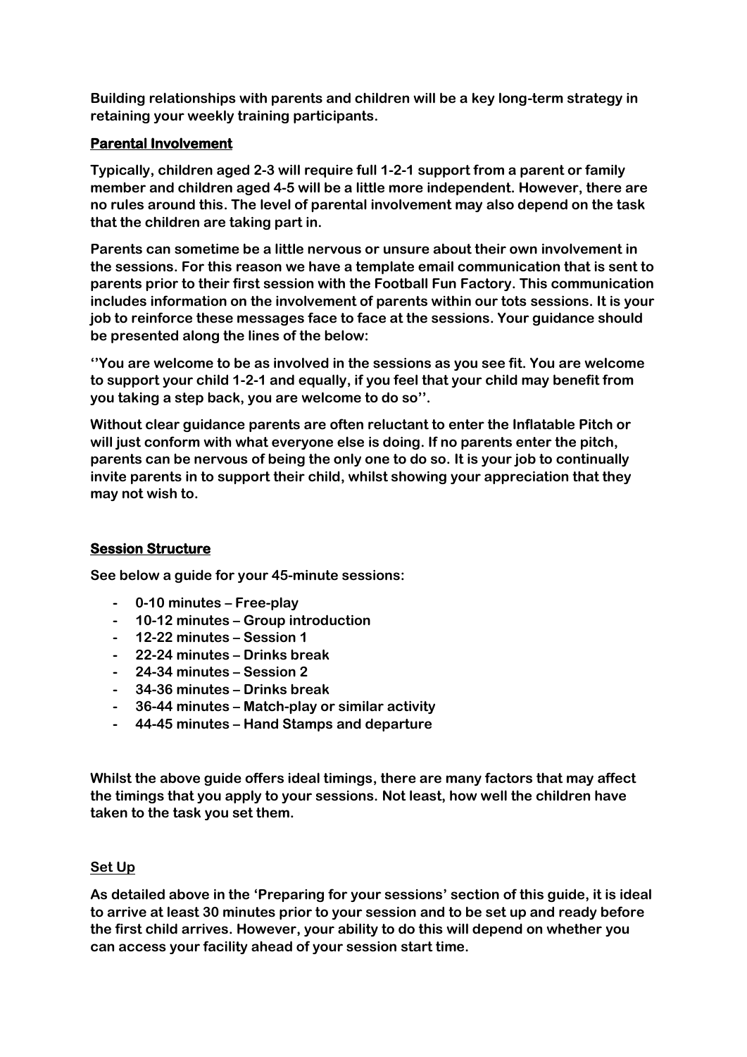**Building relationships with parents and children will be a key long-term strategy in retaining your weekly training participants.**

## Parental Involvement

**Typically, children aged 2-3 will require full 1-2-1 support from a parent or family member and children aged 4-5 will be a little more independent. However, there are no rules around this. The level of parental involvement may also depend on the task that the children are taking part in.**

**Parents can sometime be a little nervous or unsure about their own involvement in the sessions. For this reason we have a template email communication that is sent to parents prior to their first session with the Football Fun Factory. This communication includes information on the involvement of parents within our tots sessions. It is your job to reinforce these messages face to face at the sessions. Your guidance should be presented along the lines of the below:**

**''You are welcome to be as involved in the sessions as you see fit. You are welcome to support your child 1-2-1 and equally, if you feel that your child may benefit from you taking a step back, you are welcome to do so''.**

**Without clear guidance parents are often reluctant to enter the Inflatable Pitch or will just conform with what everyone else is doing. If no parents enter the pitch, parents can be nervous of being the only one to do so. It is your job to continually invite parents in to support their child, whilst showing your appreciation that they may not wish to.**

## Session Structure

**See below a guide for your 45-minute sessions:**

- **0-10 minutes – Free-play**
- **10-12 minutes – Group introduction**
- **12-22 minutes – Session 1**
- **22-24 minutes – Drinks break**
- **24-34 minutes – Session 2**
- **34-36 minutes – Drinks break**
- **36-44 minutes – Match-play or similar activity**
- **44-45 minutes – Hand Stamps and departure**

**Whilst the above guide offers ideal timings, there are many factors that may affect the timings that you apply to your sessions. Not least, how well the children have taken to the task you set them.**

## Set Up

**As detailed above in the 'Preparing for your sessions' section of this guide, it is ideal to arrive at least 30 minutes prior to your session and to be set up and ready before the first child arrives. However, your ability to do this will depend on whether you can access your facility ahead of your session start time.**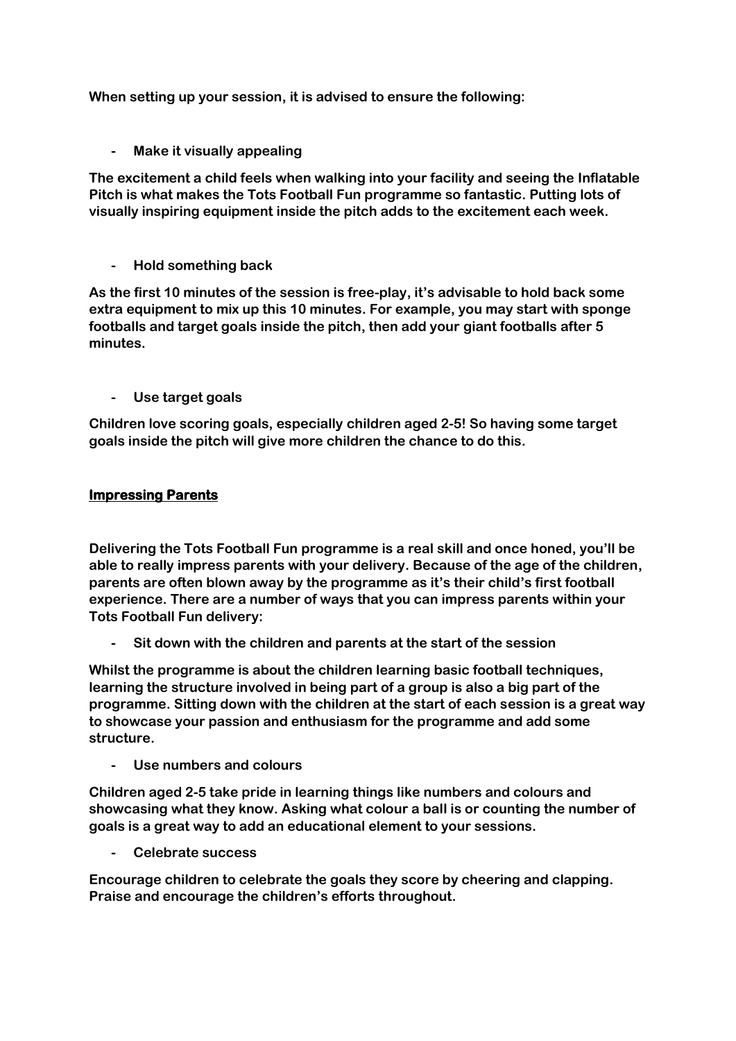**When setting up your session, it is advised to ensure the following:**

- **Make it visually appealing**

**The excitement a child feels when walking into your facility and seeing the Inflatable Pitch is what makes the Tots Football Fun programme so fantastic. Putting lots of visually inspiring equipment inside the pitch adds to the excitement each week.**

- **Hold something back**

**As the first 10 minutes of the session is free-play, it's advisable to hold back some extra equipment to mix up this 10 minutes. For example, you may start with sponge footballs and target goals inside the pitch, then add your giant footballs after 5 minutes.**

- **Use target goals**

**Children love scoring goals, especially children aged 2-5! So having some target goals inside the pitch will give more children the chance to do this.**

## Impressing Parents

**Delivering the Tots Football Fun programme is a real skill and once honed, you'll be able to really impress parents with your delivery. Because of the age of the children, parents are often blown away by the programme as it's their child's first football experience. There are a number of ways that you can impress parents within your Tots Football Fun delivery:**

- **Sit down with the children and parents at the start of the session**

**Whilst the programme is about the children learning basic football techniques, learning the structure involved in being part of a group is also a big part of the programme. Sitting down with the children at the start of each session is a great way to showcase your passion and enthusiasm for the programme and add some structure.**

- **Use numbers and colours**

**Children aged 2-5 take pride in learning things like numbers and colours and showcasing what they know. Asking what colour a ball is or counting the number of goals is a great way to add an educational element to your sessions.**

- **Celebrate success**

**Encourage children to celebrate the goals they score by cheering and clapping. Praise and encourage the children's efforts throughout.**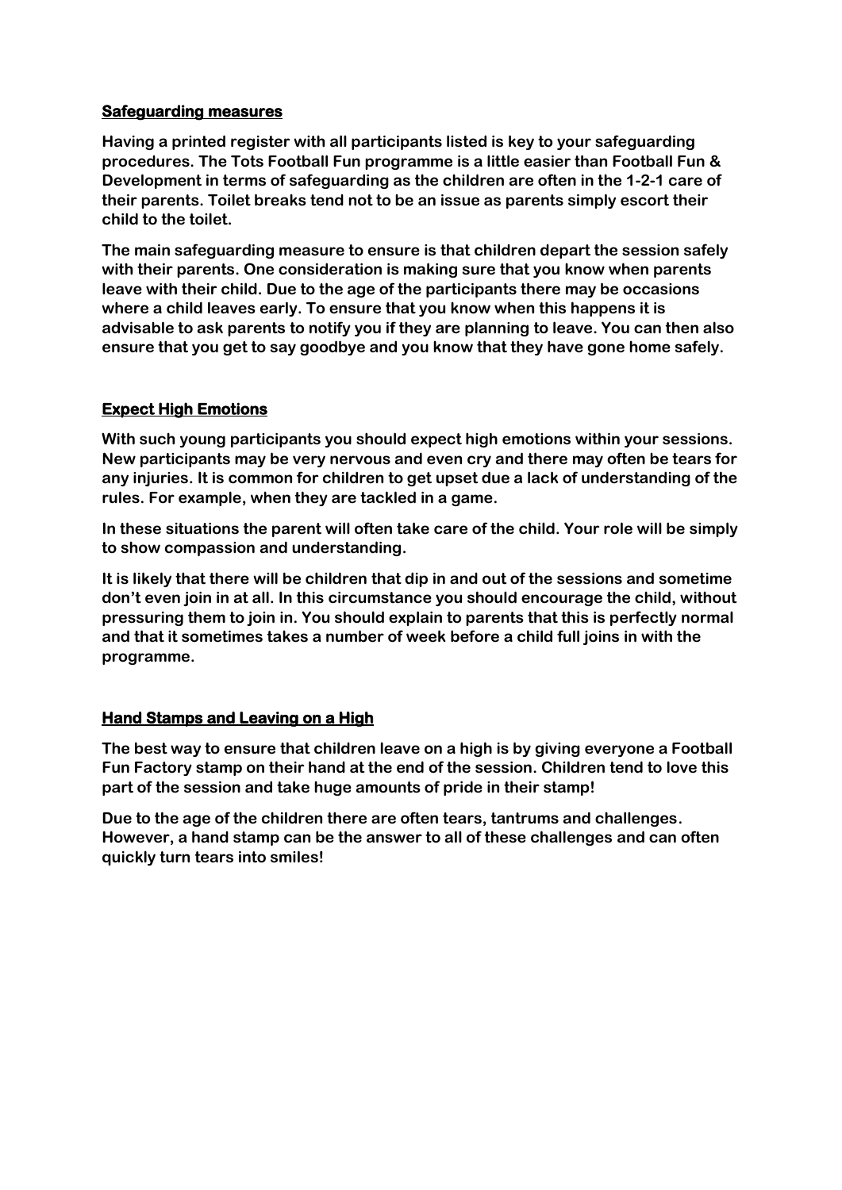## Safeguarding measures

**Having a printed register with all participants listed is key to your safeguarding procedures. The Tots Football Fun programme is a little easier than Football Fun & Development in terms of safeguarding as the children are often in the 1-2-1 care of their parents. Toilet breaks tend not to be an issue as parents simply escort their child to the toilet.**

**The main safeguarding measure to ensure is that children depart the session safely with their parents. One consideration is making sure that you know when parents leave with their child. Due to the age of the participants there may be occasions where a child leaves early. To ensure that you know when this happens it is advisable to ask parents to notify you if they are planning to leave. You can then also ensure that you get to say goodbye and you know that they have gone home safely.**

## Expect High Emotions

**With such young participants you should expect high emotions within your sessions. New participants may be very nervous and even cry and there may often be tears for any injuries. It is common for children to get upset due a lack of understanding of the rules. For example, when they are tackled in a game.**

**In these situations the parent will often take care of the child. Your role will be simply to show compassion and understanding.**

**It is likely that there will be children that dip in and out of the sessions and sometime don't even join in at all. In this circumstance you should encourage the child, without pressuring them to join in. You should explain to parents that this is perfectly normal and that it sometimes takes a number of week before a child full joins in with the programme.**

## Hand Stamps and Leaving on a High

**The best way to ensure that children leave on a high is by giving everyone a Football Fun Factory stamp on their hand at the end of the session. Children tend to love this part of the session and take huge amounts of pride in their stamp!**

**Due to the age of the children there are often tears, tantrums and challenges. However, a hand stamp can be the answer to all of these challenges and can often quickly turn tears into smiles!**